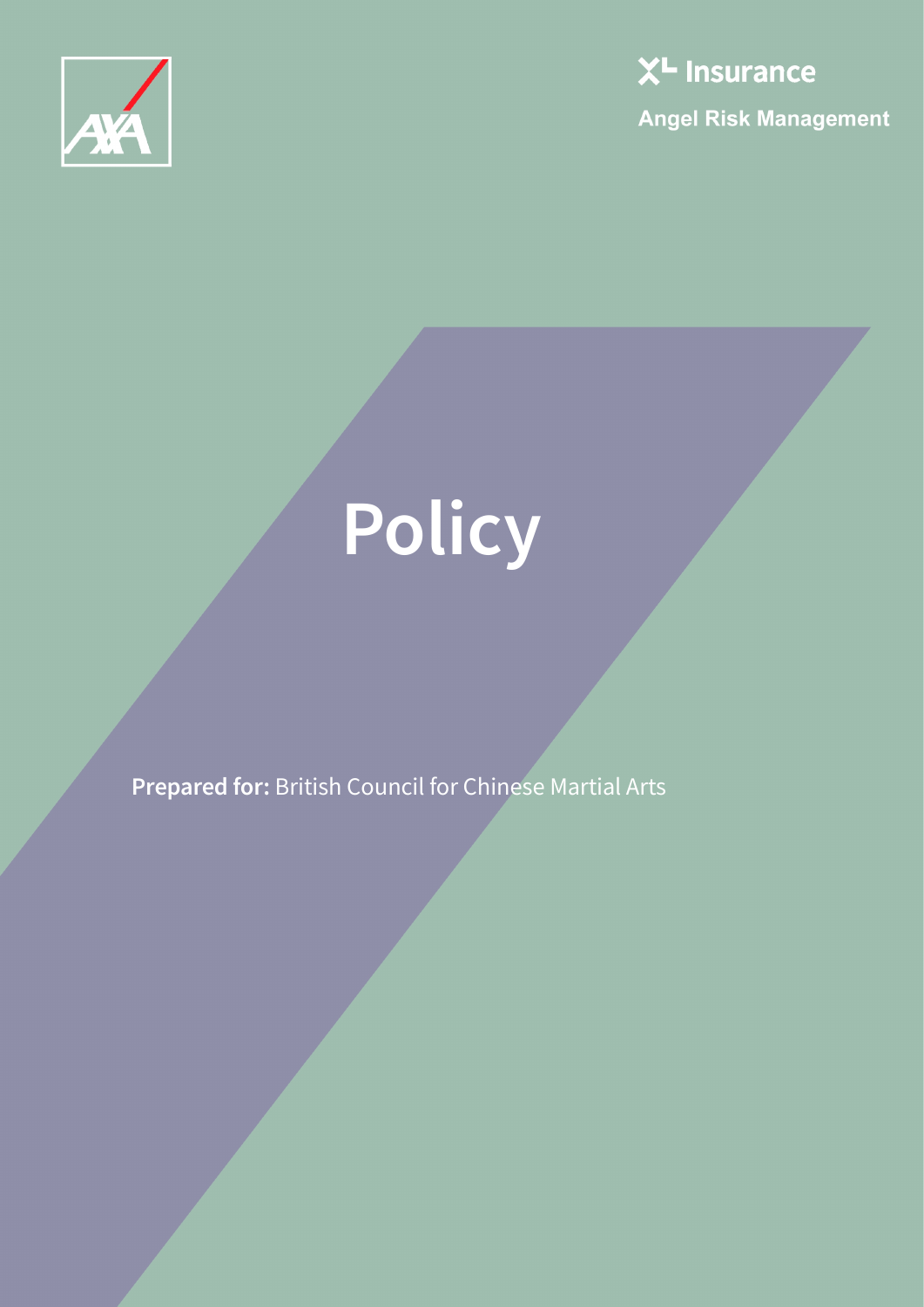AXA

XL Insurance

Angel Risk Management

# Policy

**Prepared for:** British Council for Chinese Martial Arts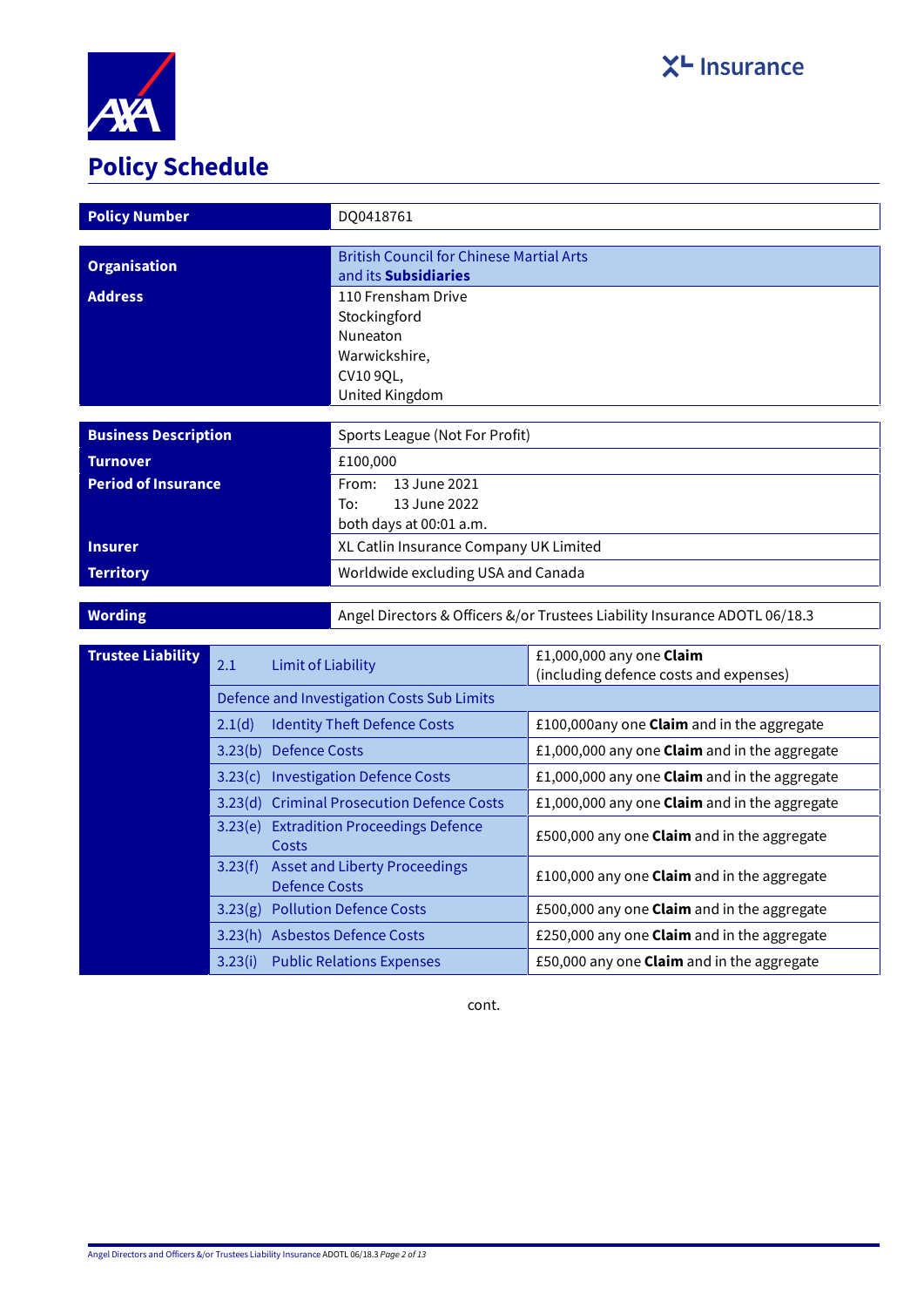# Policy Schedule

| Policy Number | DQ0418761 |
|---|---|
| **Organisation** | British Council for Chinese Martial Arts and its **Subsidiaries** |
| **Address** | 110 Frensham Drive<br>Stockingford<br>Nuneaton<br>Warwickshire,<br>CV10 9QL,<br>United Kingdom |

| **Business Description** | Sports League (Not For Profit) |
|---|---|
| **Turnover** | £100,000 |
| **Period of Insurance** | From: 13 June 2021<br>To: 13 June 2022<br>both days at 00:01 a.m. |
| **Insurer** | XL Catlin Insurance Company UK Limited |
| **Territory** | Worldwide excluding USA and Canada |

| **Wording** | Angel Directors & Officers &/or Trustees Liability Insurance ADOTL 06/18.3 |
|---|---|

| **Trustee Liability** | | | |
|---|---|---|---|
| | 2.1 | Limit of Liability | £1,000,000 any one **Claim** (including defence costs and expenses) |
| | Defence and Investigation Costs Sub Limits | | |
| | 2.1(d) | Identity Theft Defence Costs | £100,000any one **Claim** and in the aggregate |
| | 3.23(b) | Defence Costs | £1,000,000 any one **Claim** and in the aggregate |
| | 3.23(c) | Investigation Defence Costs | £1,000,000 any one **Claim** and in the aggregate |
| | 3.23(d) | Criminal Prosecution Defence Costs | £1,000,000 any one **Claim** and in the aggregate |
| | 3.23(e) | Extradition Proceedings Defence Costs | £500,000 any one **Claim** and in the aggregate |
| | 3.23(f) | Asset and Liberty Proceedings Defence Costs | £100,000 any one **Claim** and in the aggregate |
| | 3.23(g) | Pollution Defence Costs | £500,000 any one **Claim** and in the aggregate |
| | 3.23(h) | Asbestos Defence Costs | £250,000 any one **Claim** and in the aggregate |
| | 3.23(i) | Public Relations Expenses | £50,000 any one **Claim** and in the aggregate |

cont.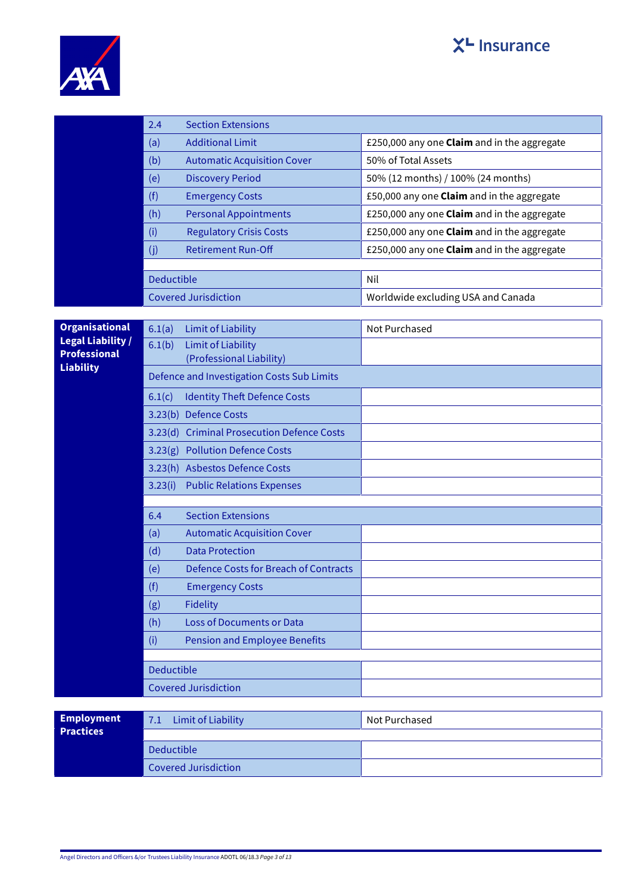| | | | |
|---|---|---|---|
| | 2.4 | Section Extensions | |
| | (a) | Additional Limit | £250,000 any one **Claim** and in the aggregate |
| | (b) | Automatic Acquisition Cover | 50% of Total Assets |
| | (e) | Discovery Period | 50% (12 months) / 100% (24 months) |
| | (f) | Emergency Costs | £50,000 any one **Claim** and in the aggregate |
| | (h) | Personal Appointments | £250,000 any one **Claim** and in the aggregate |
| | (i) | Regulatory Crisis Costs | £250,000 any one **Claim** and in the aggregate |
| | (j) | Retirement Run-Off | £250,000 any one **Claim** and in the aggregate |
| | | | |
| | Deductible | | Nil |
| | Covered Jurisdiction | | Worldwide excluding USA and Canada |

| | | | |
|---|---|---|---|
| **Organisational Legal Liability / Professional Liability** | 6.1(a) | Limit of Liability | Not Purchased |
| | 6.1(b) | Limit of Liability (Professional Liability) | |
| | Defence and Investigation Costs Sub Limits | | |
| | 6.1(c) | Identity Theft Defence Costs | |
| | 3.23(b) | Defence Costs | |
| | 3.23(d) | Criminal Prosecution Defence Costs | |
| | 3.23(g) | Pollution Defence Costs | |
| | 3.23(h) | Asbestos Defence Costs | |
| | 3.23(i) | Public Relations Expenses | |
| | | | |
| | 6.4 | Section Extensions | |
| | (a) | Automatic Acquisition Cover | |
| | (d) | Data Protection | |
| | (e) | Defence Costs for Breach of Contracts | |
| | (f) | Emergency Costs | |
| | (g) | Fidelity | |
| | (h) | Loss of Documents or Data | |
| | (i) | Pension and Employee Benefits | |
| | | | |
| | Deductible | | |
| | Covered Jurisdiction | | |

| | | | |
|---|---|---|---|
| **Employment Practices** | 7.1 | Limit of Liability | Not Purchased |
| | | | |
| | Deductible | | |
| | Covered Jurisdiction | | |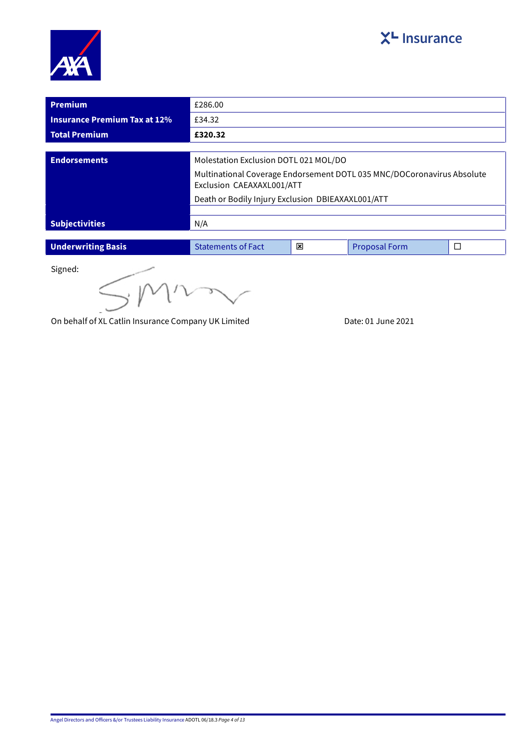| Premium | £286.00 |
|---|---|
| Insurance Premium Tax at 12% | £34.32 |
| Total Premium | **£320.32** |

| Endorsements | Molestation Exclusion DOTL 021 MOL/DO<br>Multinational Coverage Endorsement DOTL 035 MNC/DOCoronavirus Absolute Exclusion CAEAXAXL001/ATT<br>Death or Bodily Injury Exclusion DBIEAXAXL001/ATT |
|---|---|
| Subjectivities | N/A |

| Underwriting Basis | Statements of Fact | ☒ | Proposal Form | ☐ |
|---|---|---|---|---|

Signed:

On behalf of XL Catlin Insurance Company UK Limited

Date: 01 June 2021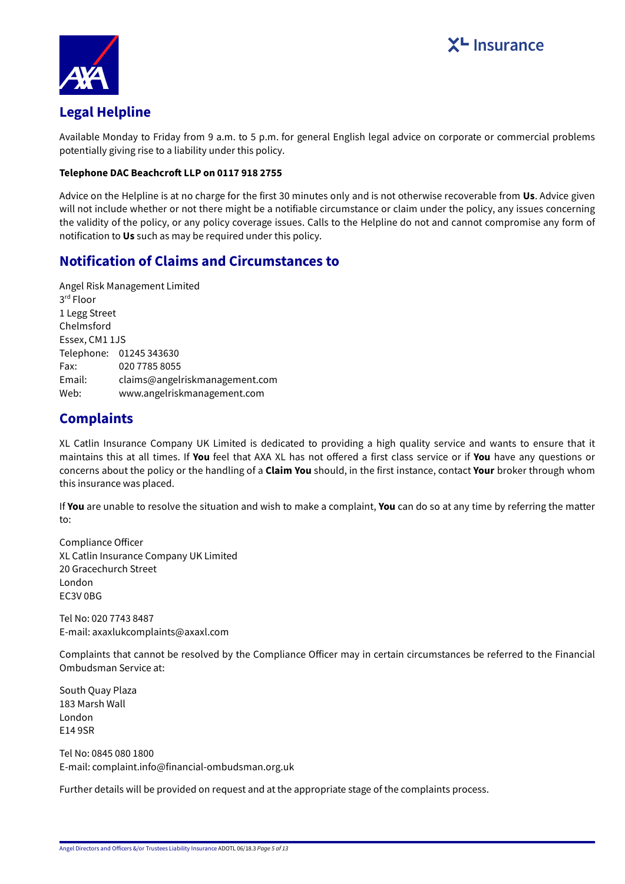## Legal Helpline

Available Monday to Friday from 9 a.m. to 5 p.m. for general English legal advice on corporate or commercial problems potentially giving rise to a liability under this policy.

**Telephone DAC Beachcroft LLP on 0117 918 2755**

Advice on the Helpline is at no charge for the first 30 minutes only and is not otherwise recoverable from **Us**. Advice given will not include whether or not there might be a notifiable circumstance or claim under the policy, any issues concerning the validity of the policy, or any policy coverage issues. Calls to the Helpline do not and cannot compromise any form of notification to **Us** such as may be required under this policy.

## Notification of Claims and Circumstances to

Angel Risk Management Limited
3rd Floor
1 Legg Street
Chelmsford
Essex, CM1 1JS
Telephone: 01245 343630
Fax: 020 7785 8055
Email: claims@angelriskmanagement.com
Web: www.angelriskmanagement.com

## Complaints

XL Catlin Insurance Company UK Limited is dedicated to providing a high quality service and wants to ensure that it maintains this at all times. If **You** feel that AXA XL has not offered a first class service or if **You** have any questions or concerns about the policy or the handling of a **Claim You** should, in the first instance, contact **Your** broker through whom this insurance was placed.

If **You** are unable to resolve the situation and wish to make a complaint, **You** can do so at any time by referring the matter to:

Compliance Officer
XL Catlin Insurance Company UK Limited
20 Gracechurch Street
London
EC3V 0BG

Tel No: 020 7743 8487
E-mail: axaxlukcomplaints@axaxl.com

Complaints that cannot be resolved by the Compliance Officer may in certain circumstances be referred to the Financial Ombudsman Service at:

South Quay Plaza
183 Marsh Wall
London
E14 9SR

Tel No: 0845 080 1800
E-mail: complaint.info@financial-ombudsman.org.uk

Further details will be provided on request and at the appropriate stage of the complaints process.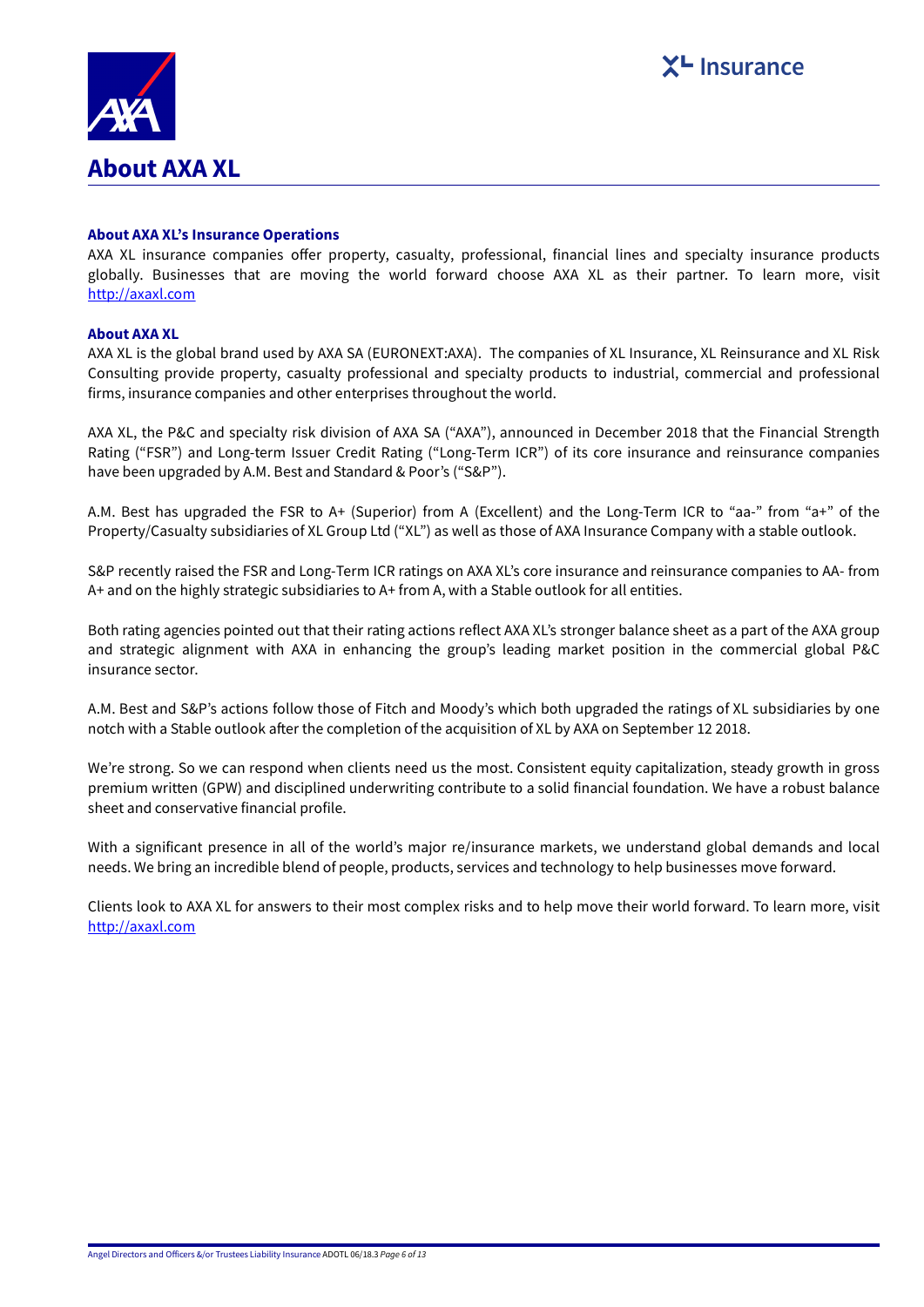# About AXA XL

### About AXA XL's Insurance Operations

AXA XL insurance companies offer property, casualty, professional, financial lines and specialty insurance products globally. Businesses that are moving the world forward choose AXA XL as their partner. To learn more, visit http://axaxl.com

### About AXA XL

AXA XL is the global brand used by AXA SA (EURONEXT:AXA). The companies of XL Insurance, XL Reinsurance and XL Risk Consulting provide property, casualty professional and specialty products to industrial, commercial and professional firms, insurance companies and other enterprises throughout the world.

AXA XL, the P&C and specialty risk division of AXA SA ("AXA"), announced in December 2018 that the Financial Strength Rating ("FSR") and Long-term Issuer Credit Rating ("Long-Term ICR") of its core insurance and reinsurance companies have been upgraded by A.M. Best and Standard & Poor's ("S&P").

A.M. Best has upgraded the FSR to A+ (Superior) from A (Excellent) and the Long-Term ICR to "aa-" from "a+" of the Property/Casualty subsidiaries of XL Group Ltd ("XL") as well as those of AXA Insurance Company with a stable outlook.

S&P recently raised the FSR and Long-Term ICR ratings on AXA XL's core insurance and reinsurance companies to AA- from A+ and on the highly strategic subsidiaries to A+ from A, with a Stable outlook for all entities.

Both rating agencies pointed out that their rating actions reflect AXA XL's stronger balance sheet as a part of the AXA group and strategic alignment with AXA in enhancing the group's leading market position in the commercial global P&C insurance sector.

A.M. Best and S&P's actions follow those of Fitch and Moody's which both upgraded the ratings of XL subsidiaries by one notch with a Stable outlook after the completion of the acquisition of XL by AXA on September 12 2018.

We're strong. So we can respond when clients need us the most. Consistent equity capitalization, steady growth in gross premium written (GPW) and disciplined underwriting contribute to a solid financial foundation. We have a robust balance sheet and conservative financial profile.

With a significant presence in all of the world's major re/insurance markets, we understand global demands and local needs. We bring an incredible blend of people, products, services and technology to help businesses move forward.

Clients look to AXA XL for answers to their most complex risks and to help move their world forward. To learn more, visit http://axaxl.com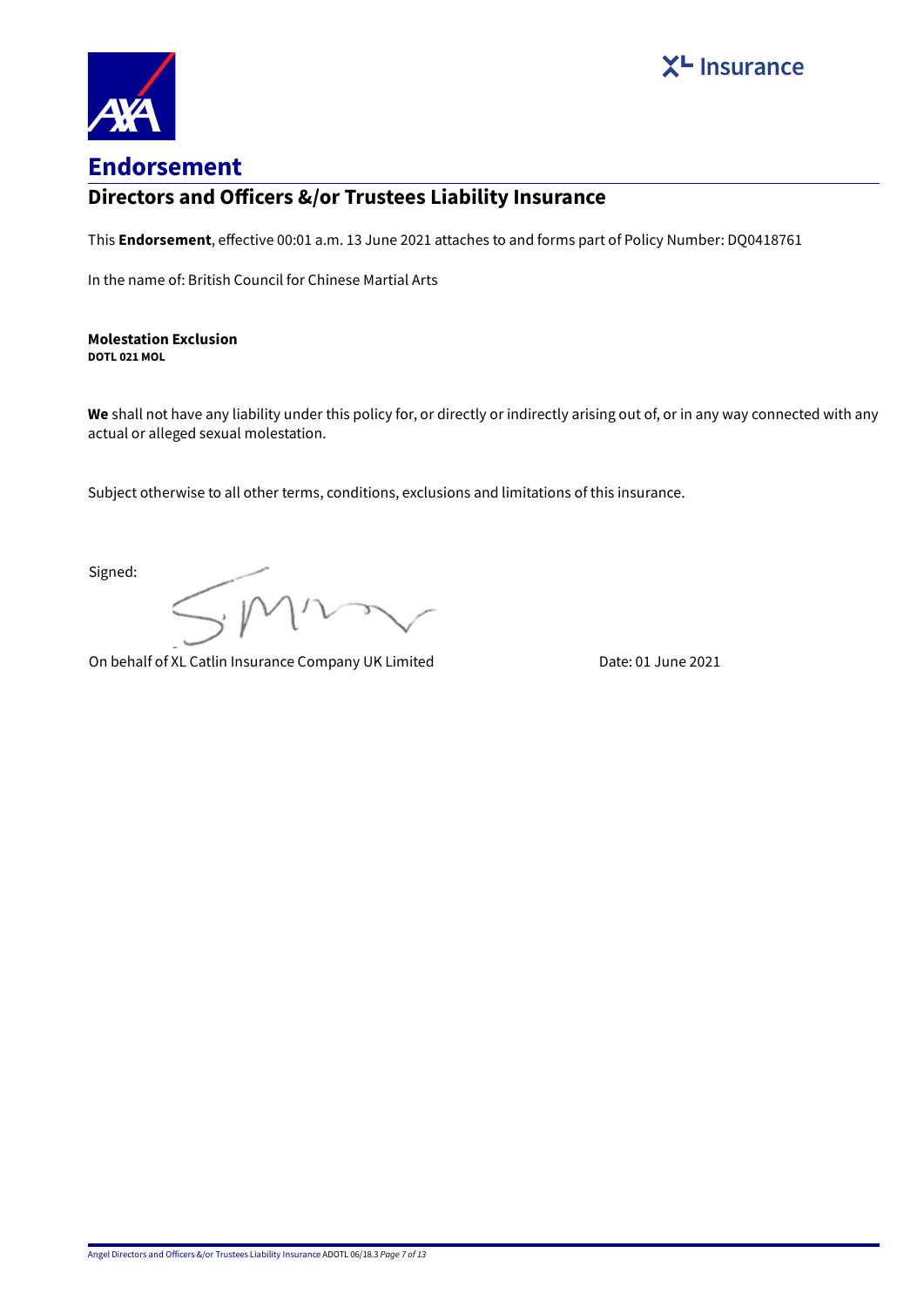# Endorsement

## Directors and Officers &/or Trustees Liability Insurance

This **Endorsement**, effective 00:01 a.m. 13 June 2021 attaches to and forms part of Policy Number: DQ0418761

In the name of: British Council for Chinese Martial Arts

**Molestation Exclusion**
**DOTL 021 MOL**

**We** shall not have any liability under this policy for, or directly or indirectly arising out of, or in any way connected with any actual or alleged sexual molestation.

Subject otherwise to all other terms, conditions, exclusions and limitations of this insurance.

Signed:

On behalf of XL Catlin Insurance Company UK Limited

Date: 01 June 2021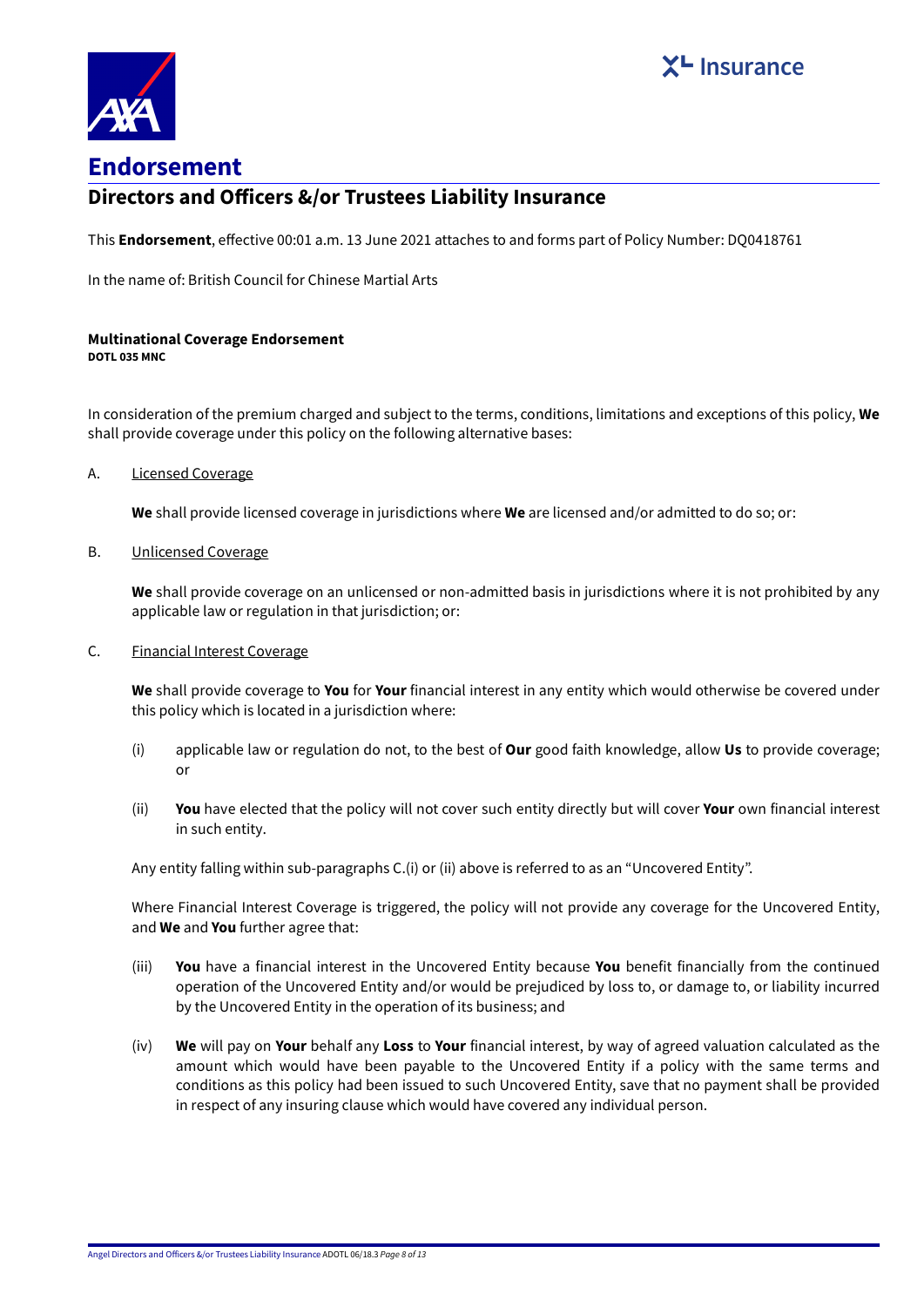# Endorsement

## Directors and Officers &/or Trustees Liability Insurance

This **Endorsement**, effective 00:01 a.m. 13 June 2021 attaches to and forms part of Policy Number: DQ0418761

In the name of: British Council for Chinese Martial Arts

**Multinational Coverage Endorsement**
**DOTL 035 MNC**

In consideration of the premium charged and subject to the terms, conditions, limitations and exceptions of this policy, **We** shall provide coverage under this policy on the following alternative bases:

A. Licensed Coverage

**We** shall provide licensed coverage in jurisdictions where **We** are licensed and/or admitted to do so; or:

B. Unlicensed Coverage

**We** shall provide coverage on an unlicensed or non-admitted basis in jurisdictions where it is not prohibited by any applicable law or regulation in that jurisdiction; or:

C. Financial Interest Coverage

**We** shall provide coverage to **You** for **Your** financial interest in any entity which would otherwise be covered under this policy which is located in a jurisdiction where:

(i) applicable law or regulation do not, to the best of **Our** good faith knowledge, allow **Us** to provide coverage; or

(ii) **You** have elected that the policy will not cover such entity directly but will cover **Your** own financial interest in such entity.

Any entity falling within sub-paragraphs C.(i) or (ii) above is referred to as an "Uncovered Entity".

Where Financial Interest Coverage is triggered, the policy will not provide any coverage for the Uncovered Entity, and **We** and **You** further agree that:

(iii) **You** have a financial interest in the Uncovered Entity because **You** benefit financially from the continued operation of the Uncovered Entity and/or would be prejudiced by loss to, or damage to, or liability incurred by the Uncovered Entity in the operation of its business; and

(iv) **We** will pay on **Your** behalf any **Loss** to **Your** financial interest, by way of agreed valuation calculated as the amount which would have been payable to the Uncovered Entity if a policy with the same terms and conditions as this policy had been issued to such Uncovered Entity, save that no payment shall be provided in respect of any insuring clause which would have covered any individual person.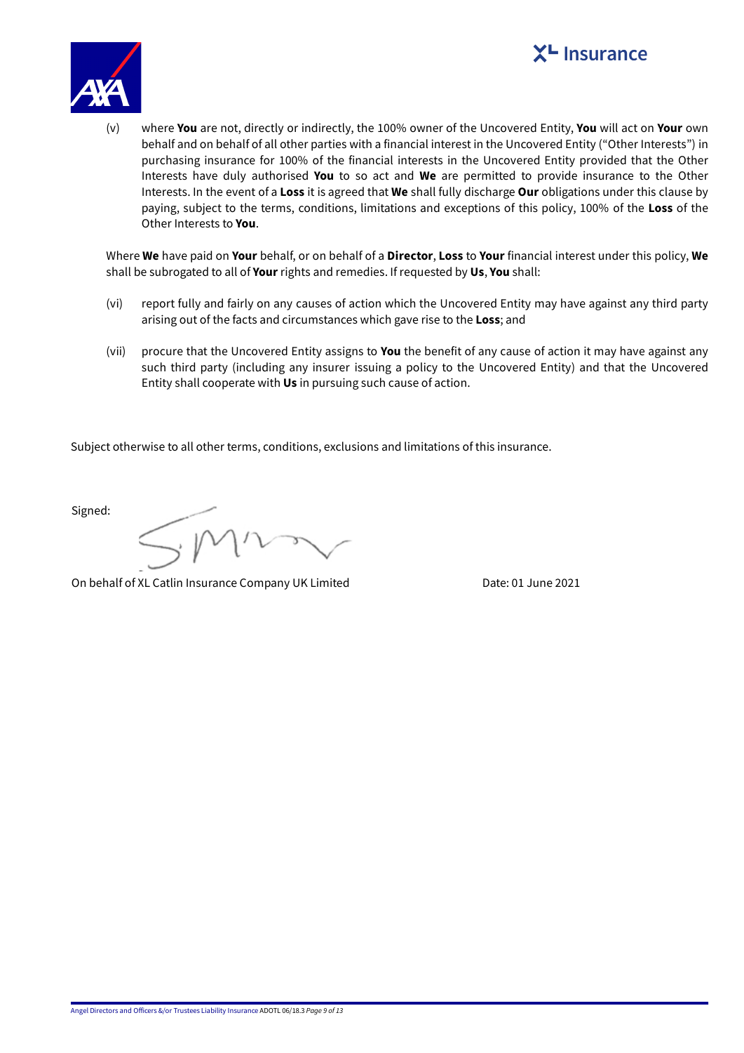(v) where **You** are not, directly or indirectly, the 100% owner of the Uncovered Entity, **You** will act on **Your** own behalf and on behalf of all other parties with a financial interest in the Uncovered Entity ("Other Interests") in purchasing insurance for 100% of the financial interests in the Uncovered Entity provided that the Other Interests have duly authorised **You** to so act and **We** are permitted to provide insurance to the Other Interests. In the event of a **Loss** it is agreed that **We** shall fully discharge **Our** obligations under this clause by paying, subject to the terms, conditions, limitations and exceptions of this policy, 100% of the **Loss** of the Other Interests to **You**.

Where **We** have paid on **Your** behalf, or on behalf of a **Director**, **Loss** to **Your** financial interest under this policy, **We** shall be subrogated to all of **Your** rights and remedies. If requested by **Us**, **You** shall:

(vi) report fully and fairly on any causes of action which the Uncovered Entity may have against any third party arising out of the facts and circumstances which gave rise to the **Loss**; and

(vii) procure that the Uncovered Entity assigns to **You** the benefit of any cause of action it may have against any such third party (including any insurer issuing a policy to the Uncovered Entity) and that the Uncovered Entity shall cooperate with **Us** in pursuing such cause of action.

Subject otherwise to all other terms, conditions, exclusions and limitations of this insurance.

Signed:

On behalf of XL Catlin Insurance Company UK Limited

Date: 01 June 2021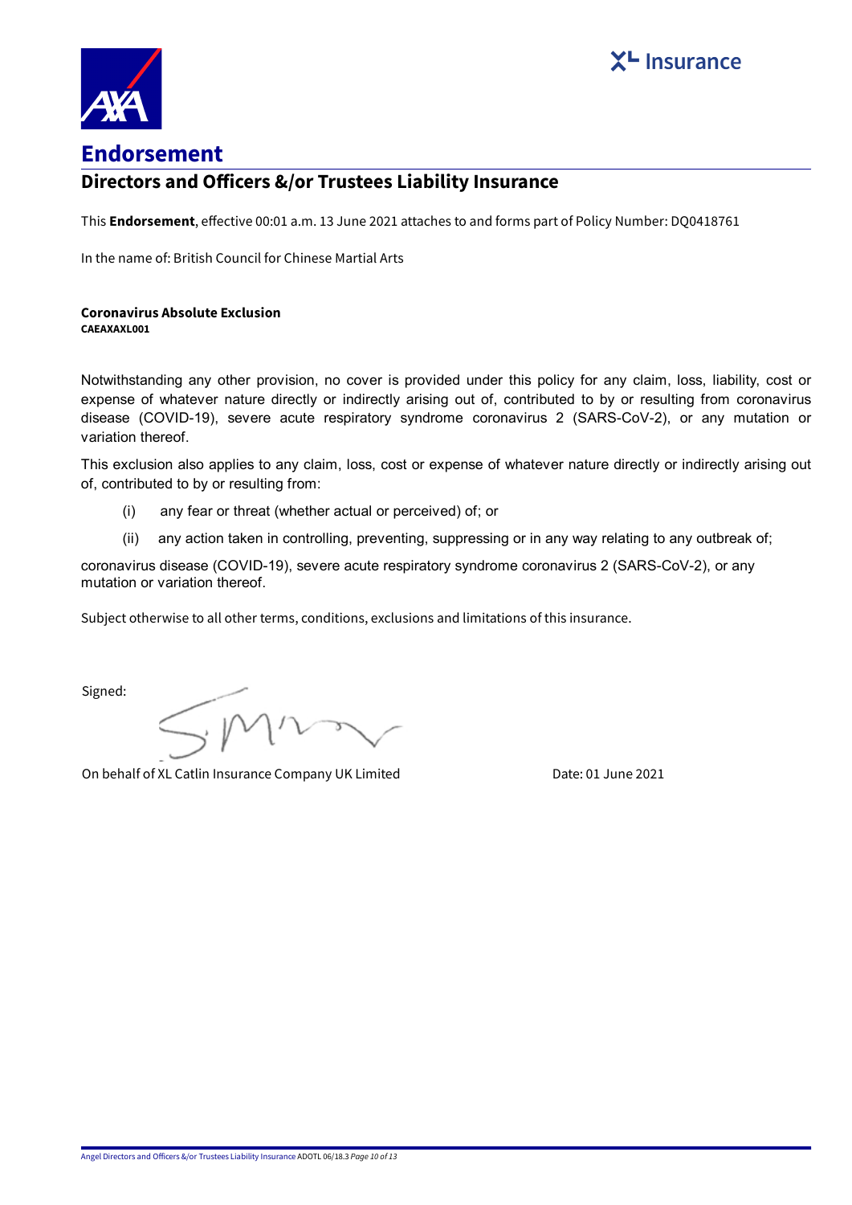# Endorsement

## Directors and Officers &/or Trustees Liability Insurance

This **Endorsement**, effective 00:01 a.m. 13 June 2021 attaches to and forms part of Policy Number: DQ0418761

In the name of: British Council for Chinese Martial Arts

**Coronavirus Absolute Exclusion**
**CAEAXAXL001**

Notwithstanding any other provision, no cover is provided under this policy for any claim, loss, liability, cost or expense of whatever nature directly or indirectly arising out of, contributed to by or resulting from coronavirus disease (COVID-19), severe acute respiratory syndrome coronavirus 2 (SARS-CoV-2), or any mutation or variation thereof.

This exclusion also applies to any claim, loss, cost or expense of whatever nature directly or indirectly arising out of, contributed to by or resulting from:

(i) any fear or threat (whether actual or perceived) of; or

(ii) any action taken in controlling, preventing, suppressing or in any way relating to any outbreak of;

coronavirus disease (COVID-19), severe acute respiratory syndrome coronavirus 2 (SARS-CoV-2), or any mutation or variation thereof.

Subject otherwise to all other terms, conditions, exclusions and limitations of this insurance.

Signed:

On behalf of XL Catlin Insurance Company UK Limited

Date: 01 June 2021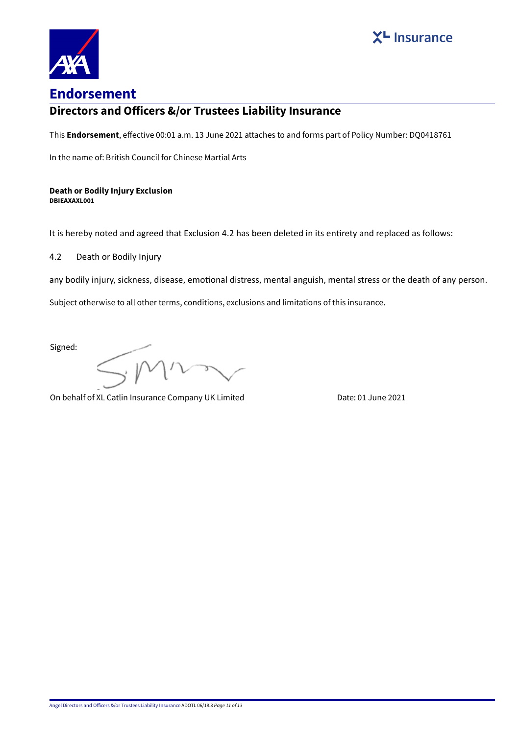# Endorsement

## Directors and Officers &/or Trustees Liability Insurance

This **Endorsement**, effective 00:01 a.m. 13 June 2021 attaches to and forms part of Policy Number: DQ0418761

In the name of: British Council for Chinese Martial Arts

**Death or Bodily Injury Exclusion**
**DBIEAXAXL001**

It is hereby noted and agreed that Exclusion 4.2 has been deleted in its entirety and replaced as follows:

4.2 Death or Bodily Injury

any bodily injury, sickness, disease, emotional distress, mental anguish, mental stress or the death of any person.

Subject otherwise to all other terms, conditions, exclusions and limitations of this insurance.

Signed:

On behalf of XL Catlin Insurance Company UK Limited

Date: 01 June 2021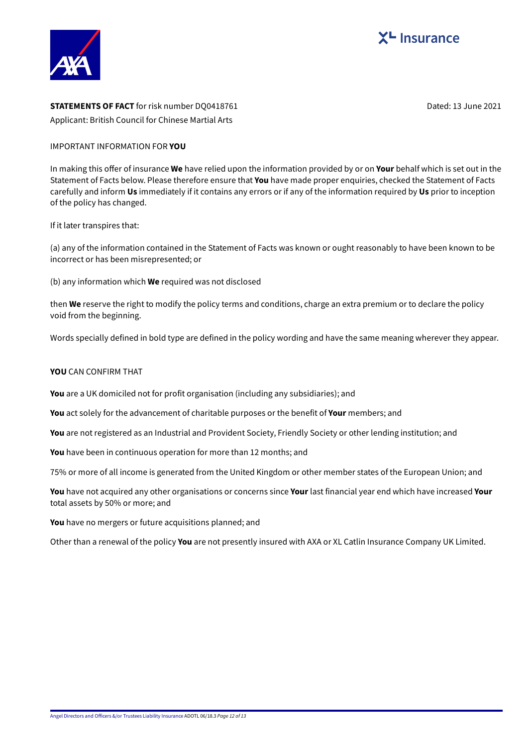**STATEMENTS OF FACT** for risk number DQ0418761

Dated: 13 June 2021

Applicant: British Council for Chinese Martial Arts

IMPORTANT INFORMATION FOR **YOU**

In making this offer of insurance **We** have relied upon the information provided by or on **Your** behalf which is set out in the Statement of Facts below. Please therefore ensure that **You** have made proper enquiries, checked the Statement of Facts carefully and inform **Us** immediately if it contains any errors or if any of the information required by **Us** prior to inception of the policy has changed.

If it later transpires that:

(a) any of the information contained in the Statement of Facts was known or ought reasonably to have been known to be incorrect or has been misrepresented; or

(b) any information which **We** required was not disclosed

then **We** reserve the right to modify the policy terms and conditions, charge an extra premium or to declare the policy void from the beginning.

Words specially defined in bold type are defined in the policy wording and have the same meaning wherever they appear.

**YOU** CAN CONFIRM THAT

**You** are a UK domiciled not for profit organisation (including any subsidiaries); and

**You** act solely for the advancement of charitable purposes or the benefit of **Your** members; and

**You** are not registered as an Industrial and Provident Society, Friendly Society or other lending institution; and

**You** have been in continuous operation for more than 12 months; and

75% or more of all income is generated from the United Kingdom or other member states of the European Union; and

**You** have not acquired any other organisations or concerns since **Your** last financial year end which have increased **Your** total assets by 50% or more; and

**You** have no mergers or future acquisitions planned; and

Other than a renewal of the policy **You** are not presently insured with AXA or XL Catlin Insurance Company UK Limited.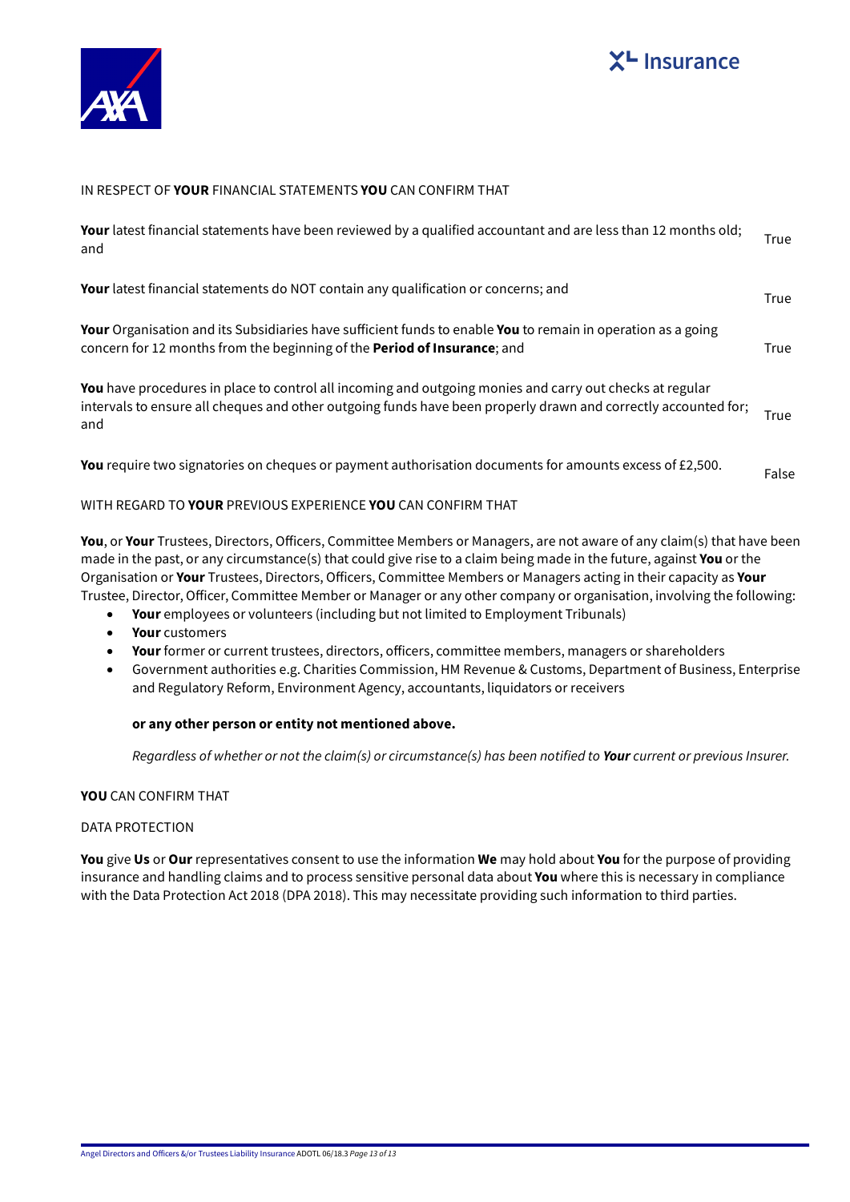IN RESPECT OF **YOUR** FINANCIAL STATEMENTS **YOU** CAN CONFIRM THAT

| | |
|---|---|
| **Your** latest financial statements have been reviewed by a qualified accountant and are less than 12 months old; and | True |
| **Your** latest financial statements do NOT contain any qualification or concerns; and | True |
| **Your** Organisation and its Subsidiaries have sufficient funds to enable **You** to remain in operation as a going concern for 12 months from the beginning of the **Period of Insurance**; and | True |
| **You** have procedures in place to control all incoming and outgoing monies and carry out checks at regular intervals to ensure all cheques and other outgoing funds have been properly drawn and correctly accounted for; and | True |
| **You** require two signatories on cheques or payment authorisation documents for amounts excess of £2,500. | False |

WITH REGARD TO **YOUR** PREVIOUS EXPERIENCE **YOU** CAN CONFIRM THAT

**You**, or **Your** Trustees, Directors, Officers, Committee Members or Managers, are not aware of any claim(s) that have been made in the past, or any circumstance(s) that could give rise to a claim being made in the future, against **You** or the Organisation or **Your** Trustees, Directors, Officers, Committee Members or Managers acting in their capacity as **Your** Trustee, Director, Officer, Committee Member or Manager or any other company or organisation, involving the following:

- **Your** employees or volunteers (including but not limited to Employment Tribunals)
- **Your** customers
- **Your** former or current trustees, directors, officers, committee members, managers or shareholders
- Government authorities e.g. Charities Commission, HM Revenue & Customs, Department of Business, Enterprise and Regulatory Reform, Environment Agency, accountants, liquidators or receivers

**or any other person or entity not mentioned above.**

*Regardless of whether or not the claim(s) or circumstance(s) has been notified to **Your** current or previous Insurer.*

**YOU** CAN CONFIRM THAT

DATA PROTECTION

**You** give **Us** or **Our** representatives consent to use the information **We** may hold about **You** for the purpose of providing insurance and handling claims and to process sensitive personal data about **You** where this is necessary in compliance with the Data Protection Act 2018 (DPA 2018). This may necessitate providing such information to third parties.